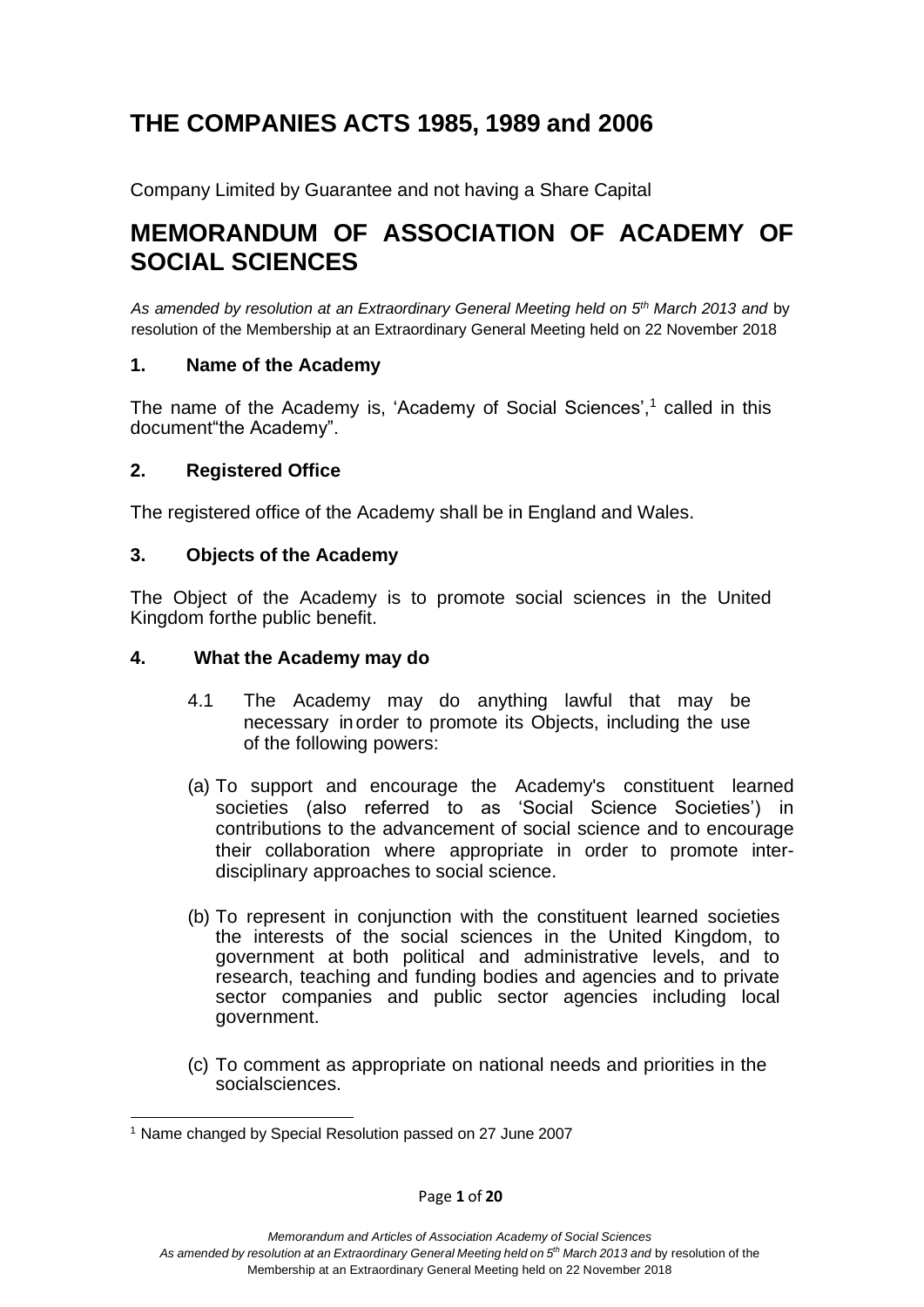# THE COMPANIES ACTS 1985, 1989 and 2006

Company Limited by Guarantee and not having a Share Capital

# MEMORANDUM OF ASSOCIATION OF ACADEMY OF SOCIAL SCIENCES

*As amended by resolution at an Extraordinary General Meeting held on 5th March 2013 and* by resolution of the Membership at an Extraordinary General Meeting held on 22 November 2018

### 1. Name of the Academy

The name of the Academy is, 'Academy of Social Sciences',[1] called in this document"the Academy".

### 2. Registered Office

The registered office of the Academy shall be in England and Wales.

### 3. Objects of the Academy

The Object of the Academy is to promote social sciences in the United Kingdom forthe public benefit.

### 4. What the Academy may do

4.1 The Academy may do anything lawful that may be necessary inorder to promote its Objects, including the use of the following powers:

(a) To support and encourage the Academy's constituent learned societies (also referred to as 'Social Science Societies') in contributions to the advancement of social science and to encourage their collaboration where appropriate in order to promote inter-disciplinary approaches to social science.

(b) To represent in conjunction with the constituent learned societies the interests of the social sciences in the United Kingdom, to government at both political and administrative levels, and to research, teaching and funding bodies and agencies and to private sector companies and public sector agencies including local government.

(c) To comment as appropriate on national needs and priorities in the socialsciences.

---

[1] Name changed by Special Resolution passed on 27 June 2007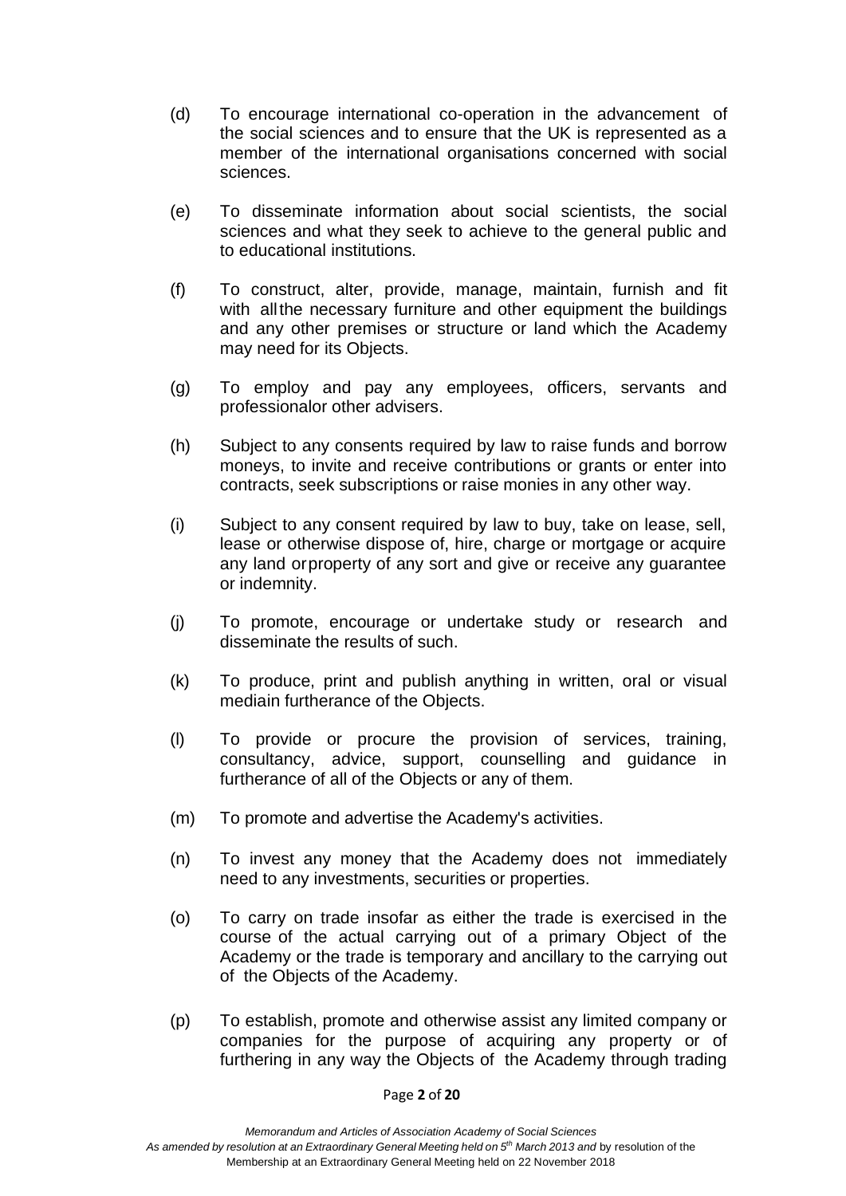(d) To encourage international co-operation in the advancement of the social sciences and to ensure that the UK is represented as a member of the international organisations concerned with social sciences.

(e) To disseminate information about social scientists, the social sciences and what they seek to achieve to the general public and to educational institutions.

(f) To construct, alter, provide, manage, maintain, furnish and fit with all the necessary furniture and other equipment the buildings and any other premises or structure or land which the Academy may need for its Objects.

(g) To employ and pay any employees, officers, servants and professional or other advisers.

(h) Subject to any consents required by law to raise funds and borrow moneys, to invite and receive contributions or grants or enter into contracts, seek subscriptions or raise monies in any other way.

(i) Subject to any consent required by law to buy, take on lease, sell, lease or otherwise dispose of, hire, charge or mortgage or acquire any land or property of any sort and give or receive any guarantee or indemnity.

(j) To promote, encourage or undertake study or research and disseminate the results of such.

(k) To produce, print and publish anything in written, oral or visual media in furtherance of the Objects.

(l) To provide or procure the provision of services, training, consultancy, advice, support, counselling and guidance in furtherance of all of the Objects or any of them.

(m) To promote and advertise the Academy's activities.

(n) To invest any money that the Academy does not immediately need to any investments, securities or properties.

(o) To carry on trade insofar as either the trade is exercised in the course of the actual carrying out of a primary Object of the Academy or the trade is temporary and ancillary to the carrying out of the Objects of the Academy.

(p) To establish, promote and otherwise assist any limited company or companies for the purpose of acquiring any property or of furthering in any way the Objects of the Academy through trading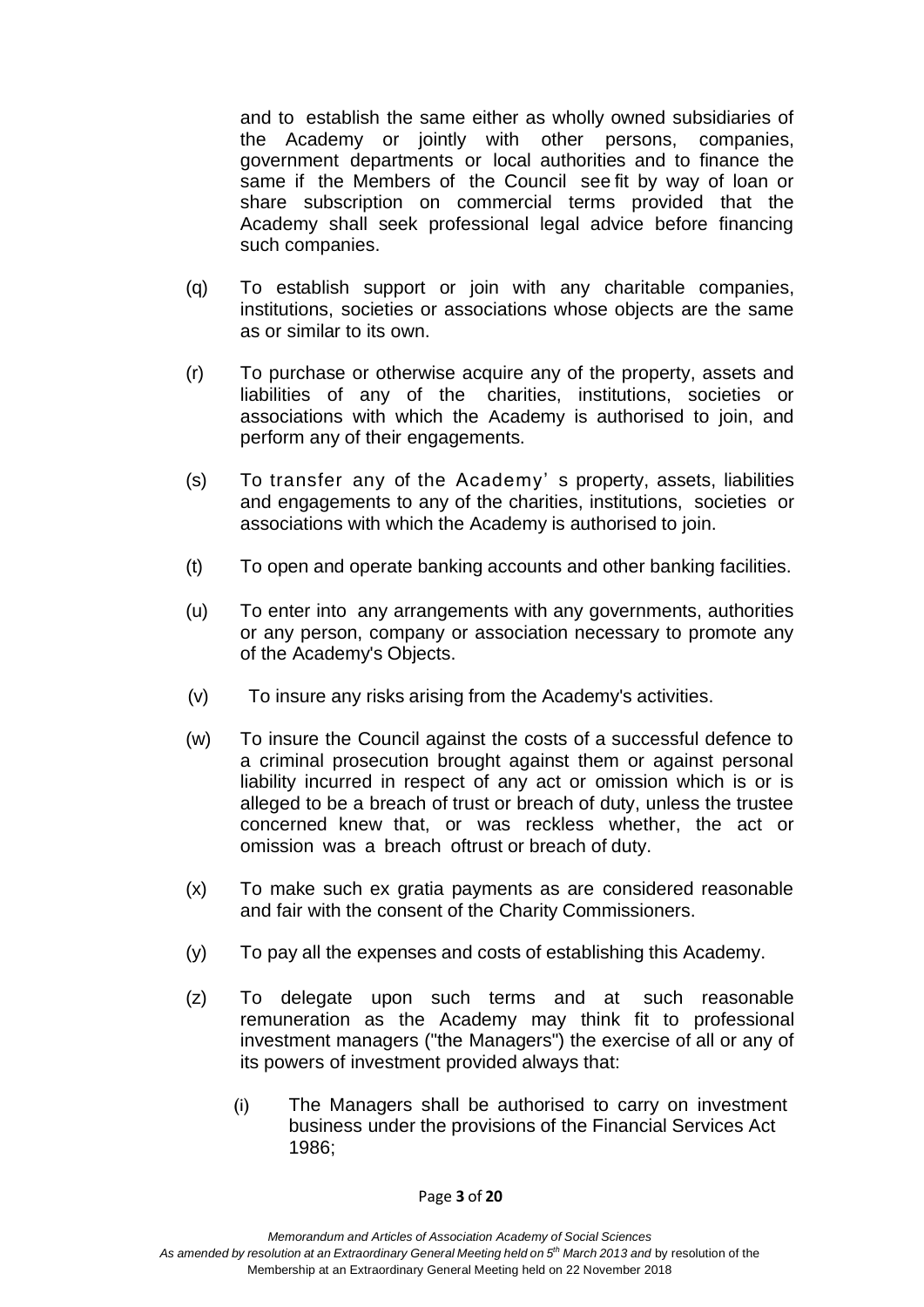and to establish the same either as wholly owned subsidiaries of the Academy or jointly with other persons, companies, government departments or local authorities and to finance the same if the Members of the Council see fit by way of loan or share subscription on commercial terms provided that the Academy shall seek professional legal advice before financing such companies.

(q) To establish support or join with any charitable companies, institutions, societies or associations whose objects are the same as or similar to its own.

(r) To purchase or otherwise acquire any of the property, assets and liabilities of any of the charities, institutions, societies or associations with which the Academy is authorised to join, and perform any of their engagements.

(s) To transfer any of the Academy's property, assets, liabilities and engagements to any of the charities, institutions, societies or associations with which the Academy is authorised to join.

(t) To open and operate banking accounts and other banking facilities.

(u) To enter into any arrangements with any governments, authorities or any person, company or association necessary to promote any of the Academy's Objects.

(v) To insure any risks arising from the Academy's activities.

(w) To insure the Council against the costs of a successful defence to a criminal prosecution brought against them or against personal liability incurred in respect of any act or omission which is or is alleged to be a breach of trust or breach of duty, unless the trustee concerned knew that, or was reckless whether, the act or omission was a breach oftrust or breach of duty.

(x) To make such ex gratia payments as are considered reasonable and fair with the consent of the Charity Commissioners.

(y) To pay all the expenses and costs of establishing this Academy.

(z) To delegate upon such terms and at such reasonable remuneration as the Academy may think fit to professional investment managers ("the Managers") the exercise of all or any of its powers of investment provided always that:

(i) The Managers shall be authorised to carry on investment business under the provisions of the Financial Services Act 1986;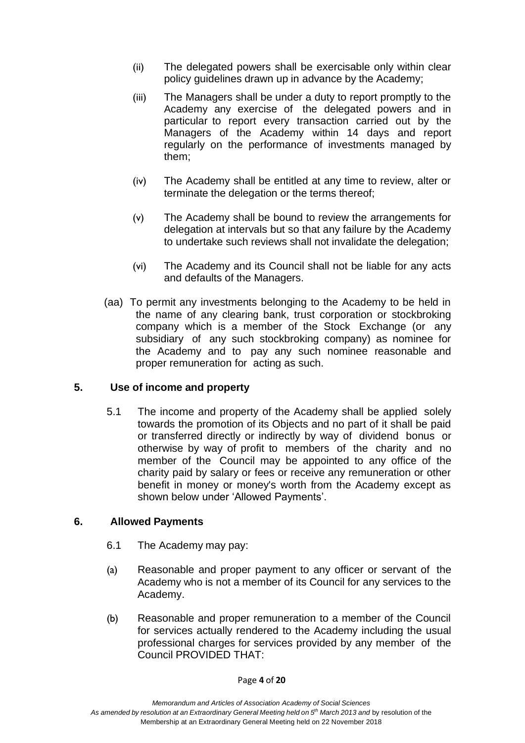(ii) The delegated powers shall be exercisable only within clear policy guidelines drawn up in advance by the Academy;

(iii) The Managers shall be under a duty to report promptly to the Academy any exercise of the delegated powers and in particular to report every transaction carried out by the Managers of the Academy within 14 days and report regularly on the performance of investments managed by them;

(iv) The Academy shall be entitled at any time to review, alter or terminate the delegation or the terms thereof;

(v) The Academy shall be bound to review the arrangements for delegation at intervals but so that any failure by the Academy to undertake such reviews shall not invalidate the delegation;

(vi) The Academy and its Council shall not be liable for any acts and defaults of the Managers.

(aa) To permit any investments belonging to the Academy to be held in the name of any clearing bank, trust corporation or stockbroking company which is a member of the Stock Exchange (or any subsidiary of any such stockbroking company) as nominee for the Academy and to pay any such nominee reasonable and proper remuneration for acting as such.

## 5. Use of income and property

5.1 The income and property of the Academy shall be applied solely towards the promotion of its Objects and no part of it shall be paid or transferred directly or indirectly by way of dividend bonus or otherwise by way of profit to members of the charity and no member of the Council may be appointed to any office of the charity paid by salary or fees or receive any remuneration or other benefit in money or money's worth from the Academy except as shown below under 'Allowed Payments'.

## 6. Allowed Payments

6.1 The Academy may pay:

(a) Reasonable and proper payment to any officer or servant of the Academy who is not a member of its Council for any services to the Academy.

(b) Reasonable and proper remuneration to a member of the Council for services actually rendered to the Academy including the usual professional charges for services provided by any member of the Council PROVIDED THAT: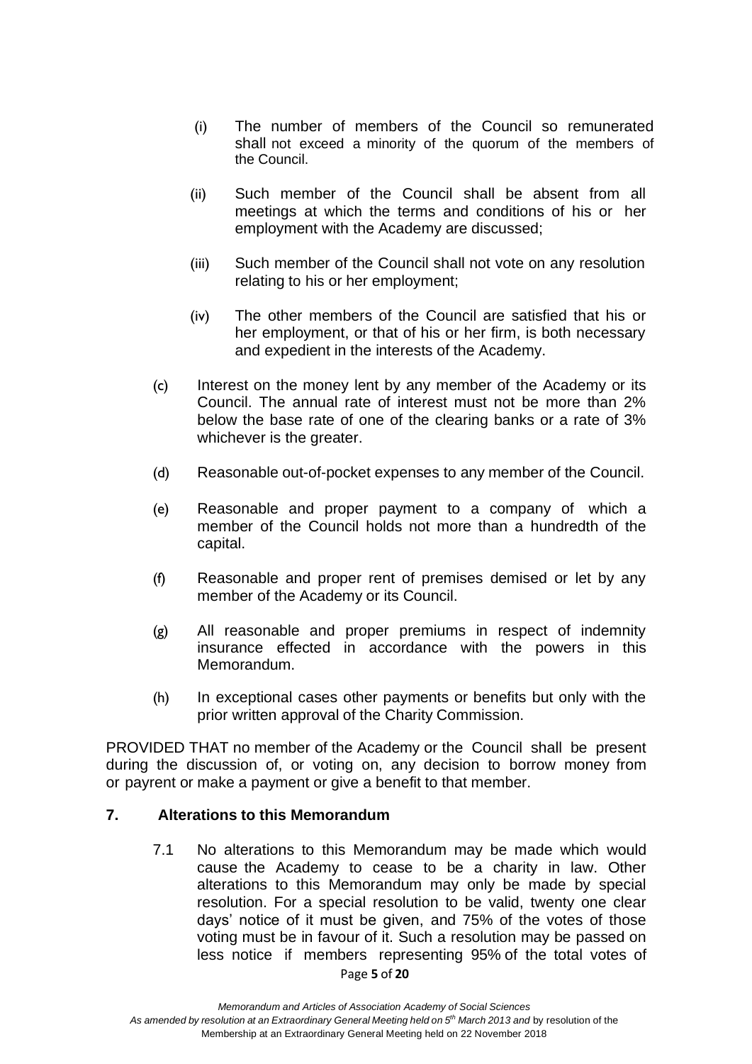(i) The number of members of the Council so remunerated shall not exceed a minority of the quorum of the members of the Council.

(ii) Such member of the Council shall be absent from all meetings at which the terms and conditions of his or her employment with the Academy are discussed;

(iii) Such member of the Council shall not vote on any resolution relating to his or her employment;

(iv) The other members of the Council are satisfied that his or her employment, or that of his or her firm, is both necessary and expedient in the interests of the Academy.

(c) Interest on the money lent by any member of the Academy or its Council. The annual rate of interest must not be more than 2% below the base rate of one of the clearing banks or a rate of 3% whichever is the greater.

(d) Reasonable out-of-pocket expenses to any member of the Council.

(e) Reasonable and proper payment to a company of which a member of the Council holds not more than a hundredth of the capital.

(f) Reasonable and proper rent of premises demised or let by any member of the Academy or its Council.

(g) All reasonable and proper premiums in respect of indemnity insurance effected in accordance with the powers in this Memorandum.

(h) In exceptional cases other payments or benefits but only with the prior written approval of the Charity Commission.

PROVIDED THAT no member of the Academy or the Council shall be present during the discussion of, or voting on, any decision to borrow money from or payrent or make a payment or give a benefit to that member.

## 7. Alterations to this Memorandum

7.1 No alterations to this Memorandum may be made which would cause the Academy to cease to be a charity in law. Other alterations to this Memorandum may only be made by special resolution. For a special resolution to be valid, twenty one clear days' notice of it must be given, and 75% of the votes of those voting must be in favour of it. Such a resolution may be passed on less notice if members representing 95% of the total votes of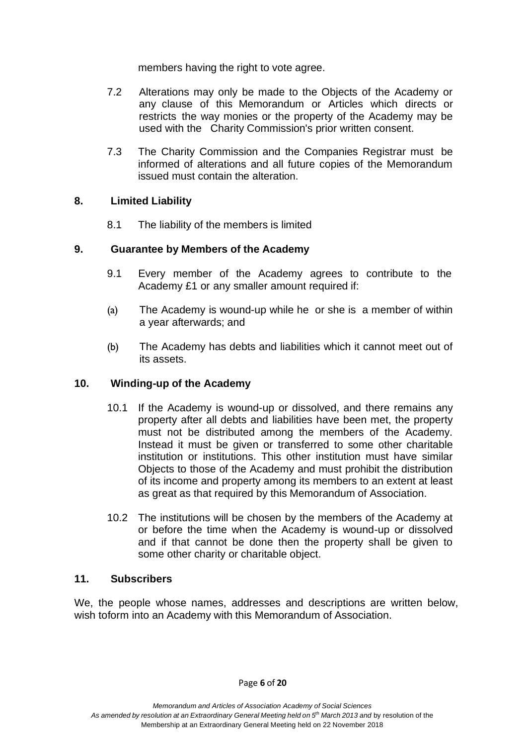members having the right to vote agree.

7.2 Alterations may only be made to the Objects of the Academy or any clause of this Memorandum or Articles which directs or restricts the way monies or the property of the Academy may be used with the Charity Commission's prior written consent.

7.3 The Charity Commission and the Companies Registrar must be informed of alterations and all future copies of the Memorandum issued must contain the alteration.

## 8. Limited Liability

8.1 The liability of the members is limited

## 9. Guarantee by Members of the Academy

9.1 Every member of the Academy agrees to contribute to the Academy £1 or any smaller amount required if:

(a) The Academy is wound-up while he or she is a member of within a year afterwards; and

(b) The Academy has debts and liabilities which it cannot meet out of its assets.

## 10. Winding-up of the Academy

10.1 If the Academy is wound-up or dissolved, and there remains any property after all debts and liabilities have been met, the property must not be distributed among the members of the Academy. Instead it must be given or transferred to some other charitable institution or institutions. This other institution must have similar Objects to those of the Academy and must prohibit the distribution of its income and property among its members to an extent at least as great as that required by this Memorandum of Association.

10.2 The institutions will be chosen by the members of the Academy at or before the time when the Academy is wound-up or dissolved and if that cannot be done then the property shall be given to some other charity or charitable object.

## 11. Subscribers

We, the people whose names, addresses and descriptions are written below, wish toform into an Academy with this Memorandum of Association.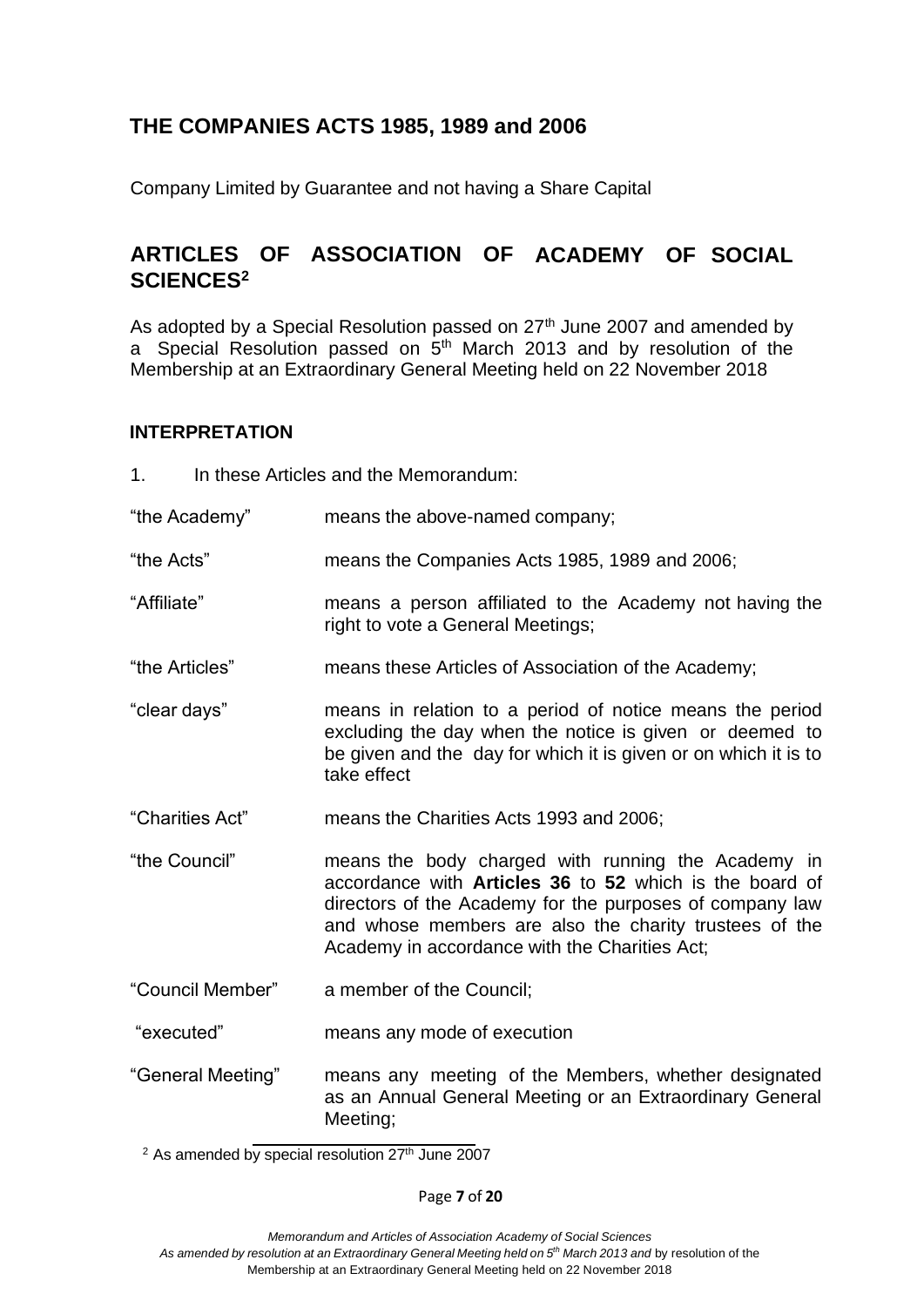## THE COMPANIES ACTS 1985, 1989 and 2006

Company Limited by Guarantee and not having a Share Capital

## ARTICLES OF ASSOCIATION OF ACADEMY OF SOCIAL SCIENCES[2]

As adopted by a Special Resolution passed on 27th June 2007 and amended by a Special Resolution passed on 5th March 2013 and by resolution of the Membership at an Extraordinary General Meeting held on 22 November 2018

### INTERPRETATION

1. In these Articles and the Memorandum:

| | |
|---|---|
| "the Academy" | means the above-named company; |
| "the Acts" | means the Companies Acts 1985, 1989 and 2006; |
| "Affiliate" | means a person affiliated to the Academy not having the right to vote a General Meetings; |
| "the Articles" | means these Articles of Association of the Academy; |
| "clear days" | means in relation to a period of notice means the period excluding the day when the notice is given or deemed to be given and the day for which it is given or on which it is to take effect |
| "Charities Act" | means the Charities Acts 1993 and 2006; |
| "the Council" | means the body charged with running the Academy in accordance with **Articles 36** to **52** which is the board of directors of the Academy for the purposes of company law and whose members are also the charity trustees of the Academy in accordance with the Charities Act; |
| "Council Member" | a member of the Council; |
| "executed" | means any mode of execution |
| "General Meeting" | means any meeting of the Members, whether designated as an Annual General Meeting or an Extraordinary General Meeting; |

[2] As amended by special resolution 27th June 2007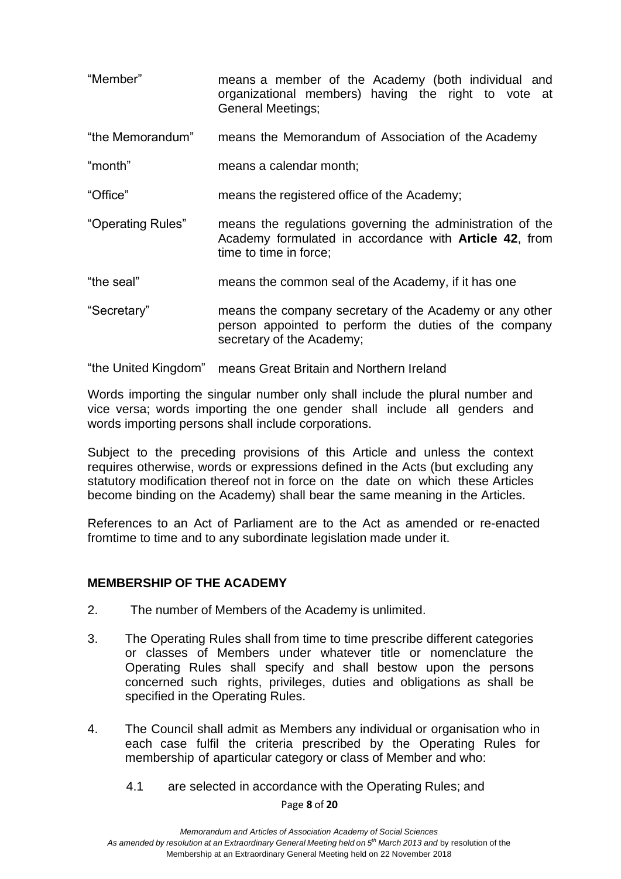| | |
|---|---|
| "Member" | means a member of the Academy (both individual and organizational members) having the right to vote at General Meetings; |
| "the Memorandum" | means the Memorandum of Association of the Academy |
| "month" | means a calendar month; |
| "Office" | means the registered office of the Academy; |
| "Operating Rules" | means the regulations governing the administration of the Academy formulated in accordance with **Article 42**, from time to time in force; |
| "the seal" | means the common seal of the Academy, if it has one |
| "Secretary" | means the company secretary of the Academy or any other person appointed to perform the duties of the company secretary of the Academy; |
| "the United Kingdom" | means Great Britain and Northern Ireland |

Words importing the singular number only shall include the plural number and vice versa; words importing the one gender shall include all genders and words importing persons shall include corporations.

Subject to the preceding provisions of this Article and unless the context requires otherwise, words or expressions defined in the Acts (but excluding any statutory modification thereof not in force on the date on which these Articles become binding on the Academy) shall bear the same meaning in the Articles.

References to an Act of Parliament are to the Act as amended or re-enacted fromtime to time and to any subordinate legislation made under it.

## MEMBERSHIP OF THE ACADEMY

2. The number of Members of the Academy is unlimited.

3. The Operating Rules shall from time to time prescribe different categories or classes of Members under whatever title or nomenclature the Operating Rules shall specify and shall bestow upon the persons concerned such rights, privileges, duties and obligations as shall be specified in the Operating Rules.

4. The Council shall admit as Members any individual or organisation who in each case fulfil the criteria prescribed by the Operating Rules for membership of aparticular category or class of Member and who:

   4.1 are selected in accordance with the Operating Rules; and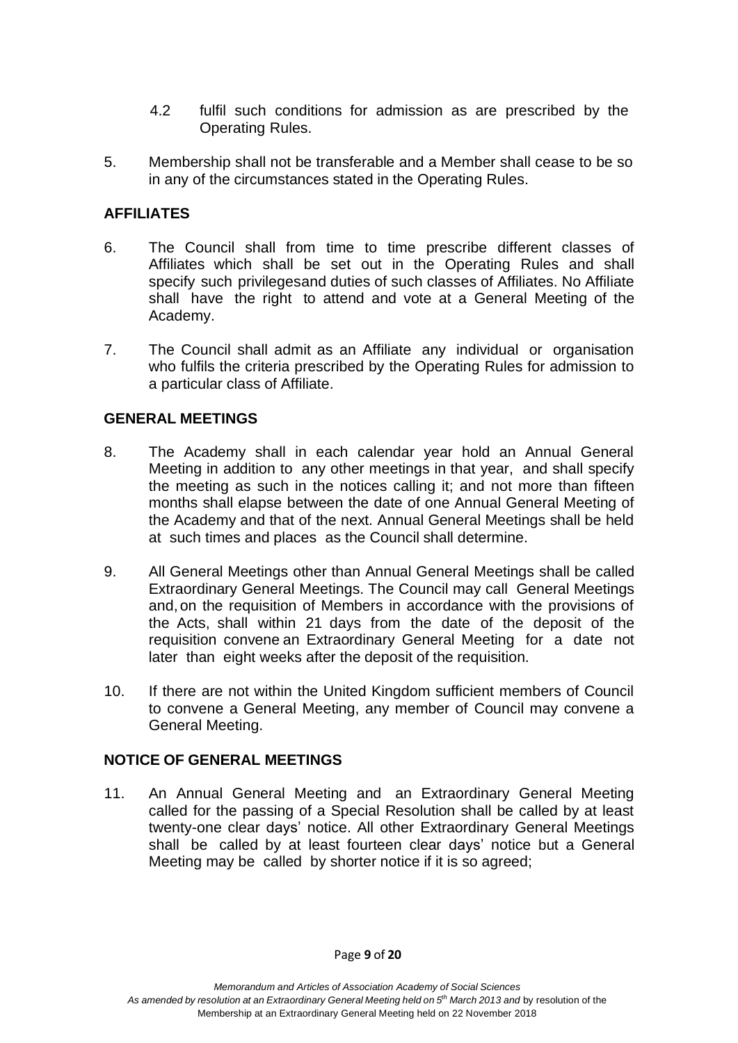4.2 fulfil such conditions for admission as are prescribed by the Operating Rules.

5. Membership shall not be transferable and a Member shall cease to be so in any of the circumstances stated in the Operating Rules.

## AFFILIATES

6. The Council shall from time to time prescribe different classes of Affiliates which shall be set out in the Operating Rules and shall specify such privilegesand duties of such classes of Affiliates. No Affiliate shall have the right to attend and vote at a General Meeting of the Academy.

7. The Council shall admit as an Affiliate any individual or organisation who fulfils the criteria prescribed by the Operating Rules for admission to a particular class of Affiliate.

## GENERAL MEETINGS

8. The Academy shall in each calendar year hold an Annual General Meeting in addition to any other meetings in that year, and shall specify the meeting as such in the notices calling it; and not more than fifteen months shall elapse between the date of one Annual General Meeting of the Academy and that of the next. Annual General Meetings shall be held at such times and places as the Council shall determine.

9. All General Meetings other than Annual General Meetings shall be called Extraordinary General Meetings. The Council may call General Meetings and, on the requisition of Members in accordance with the provisions of the Acts, shall within 21 days from the date of the deposit of the requisition convene an Extraordinary General Meeting for a date not later than eight weeks after the deposit of the requisition.

10. If there are not within the United Kingdom sufficient members of Council to convene a General Meeting, any member of Council may convene a General Meeting.

## NOTICE OF GENERAL MEETINGS

11. An Annual General Meeting and an Extraordinary General Meeting called for the passing of a Special Resolution shall be called by at least twenty-one clear days' notice. All other Extraordinary General Meetings shall be called by at least fourteen clear days' notice but a General Meeting may be called by shorter notice if it is so agreed;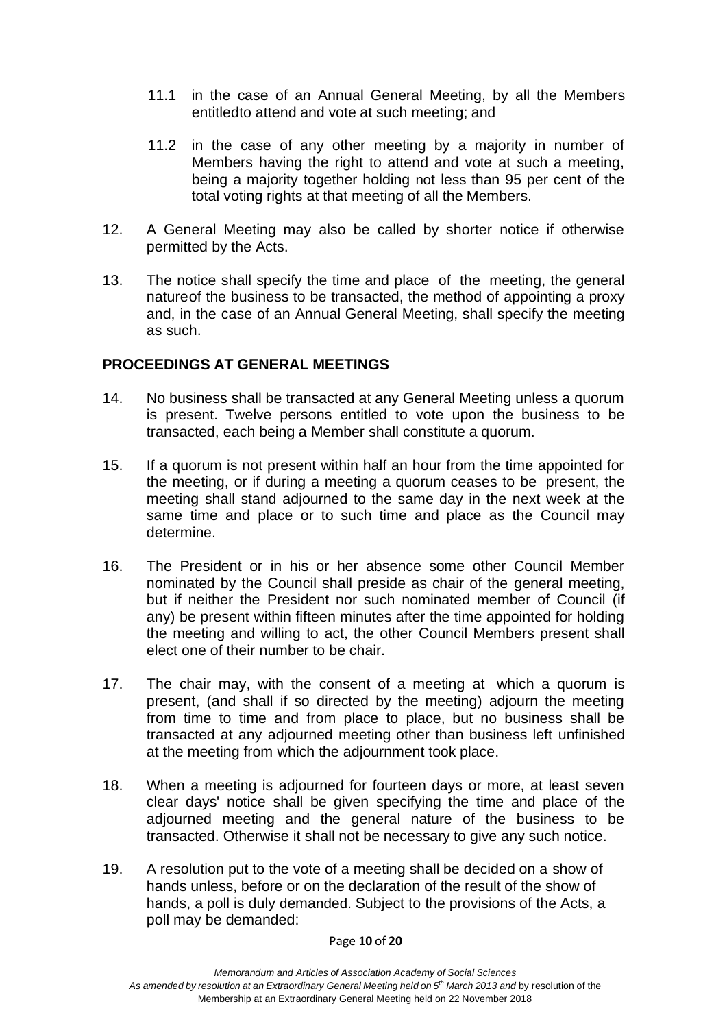11.1 in the case of an Annual General Meeting, by all the Members entitledto attend and vote at such meeting; and

11.2 in the case of any other meeting by a majority in number of Members having the right to attend and vote at such a meeting, being a majority together holding not less than 95 per cent of the total voting rights at that meeting of all the Members.

12. A General Meeting may also be called by shorter notice if otherwise permitted by the Acts.

13. The notice shall specify the time and place of the meeting, the general natureof the business to be transacted, the method of appointing a proxy and, in the case of an Annual General Meeting, shall specify the meeting as such.

**PROCEEDINGS AT GENERAL MEETINGS**

14. No business shall be transacted at any General Meeting unless a quorum is present. Twelve persons entitled to vote upon the business to be transacted, each being a Member shall constitute a quorum.

15. If a quorum is not present within half an hour from the time appointed for the meeting, or if during a meeting a quorum ceases to be present, the meeting shall stand adjourned to the same day in the next week at the same time and place or to such time and place as the Council may determine.

16. The President or in his or her absence some other Council Member nominated by the Council shall preside as chair of the general meeting, but if neither the President nor such nominated member of Council (if any) be present within fifteen minutes after the time appointed for holding the meeting and willing to act, the other Council Members present shall elect one of their number to be chair.

17. The chair may, with the consent of a meeting at which a quorum is present, (and shall if so directed by the meeting) adjourn the meeting from time to time and from place to place, but no business shall be transacted at any adjourned meeting other than business left unfinished at the meeting from which the adjournment took place.

18. When a meeting is adjourned for fourteen days or more, at least seven clear days' notice shall be given specifying the time and place of the adjourned meeting and the general nature of the business to be transacted. Otherwise it shall not be necessary to give any such notice.

19. A resolution put to the vote of a meeting shall be decided on a show of hands unless, before or on the declaration of the result of the show of hands, a poll is duly demanded. Subject to the provisions of the Acts, a poll may be demanded: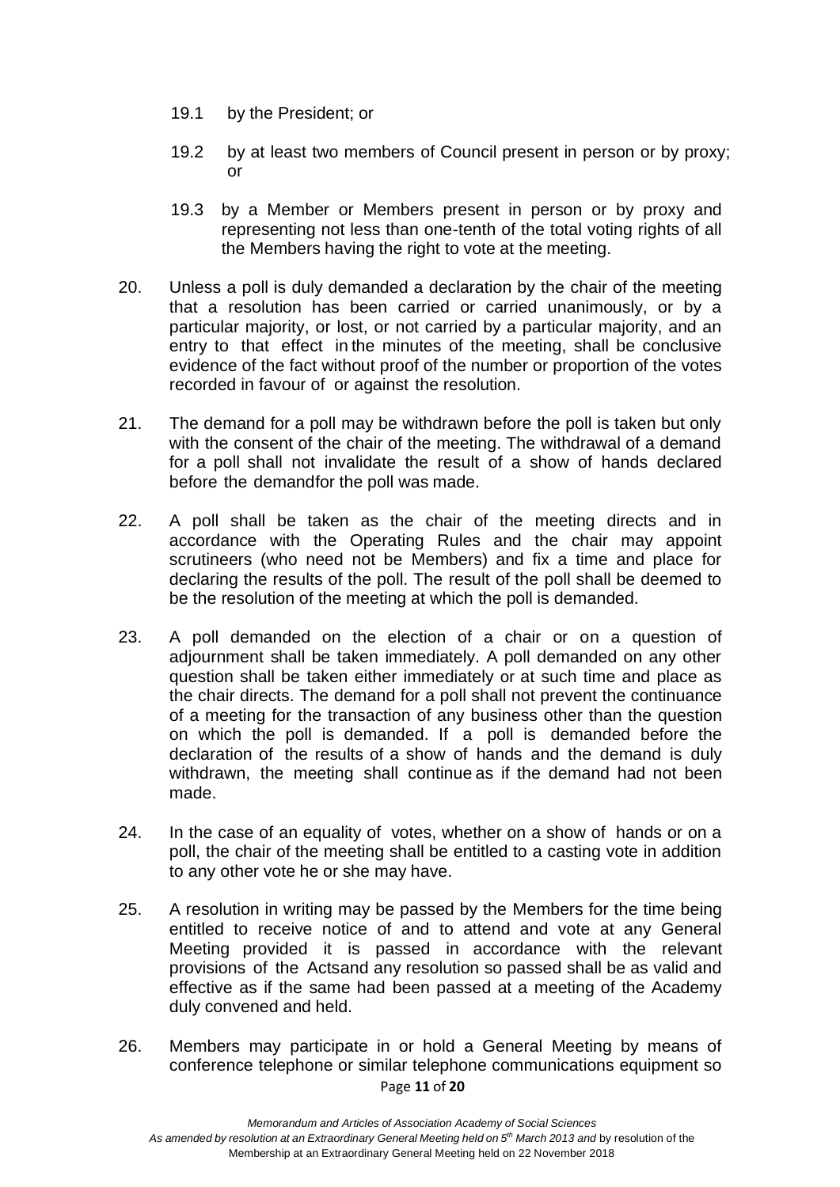19.1 by the President; or

19.2 by at least two members of Council present in person or by proxy; or

19.3 by a Member or Members present in person or by proxy and representing not less than one-tenth of the total voting rights of all the Members having the right to vote at the meeting.

20. Unless a poll is duly demanded a declaration by the chair of the meeting that a resolution has been carried or carried unanimously, or by a particular majority, or lost, or not carried by a particular majority, and an entry to that effect in the minutes of the meeting, shall be conclusive evidence of the fact without proof of the number or proportion of the votes recorded in favour of or against the resolution.

21. The demand for a poll may be withdrawn before the poll is taken but only with the consent of the chair of the meeting. The withdrawal of a demand for a poll shall not invalidate the result of a show of hands declared before the demandfor the poll was made.

22. A poll shall be taken as the chair of the meeting directs and in accordance with the Operating Rules and the chair may appoint scrutineers (who need not be Members) and fix a time and place for declaring the results of the poll. The result of the poll shall be deemed to be the resolution of the meeting at which the poll is demanded.

23. A poll demanded on the election of a chair or on a question of adjournment shall be taken immediately. A poll demanded on any other question shall be taken either immediately or at such time and place as the chair directs. The demand for a poll shall not prevent the continuance of a meeting for the transaction of any business other than the question on which the poll is demanded. If a poll is demanded before the declaration of the results of a show of hands and the demand is duly withdrawn, the meeting shall continue as if the demand had not been made.

24. In the case of an equality of votes, whether on a show of hands or on a poll, the chair of the meeting shall be entitled to a casting vote in addition to any other vote he or she may have.

25. A resolution in writing may be passed by the Members for the time being entitled to receive notice of and to attend and vote at any General Meeting provided it is passed in accordance with the relevant provisions of the Actsand any resolution so passed shall be as valid and effective as if the same had been passed at a meeting of the Academy duly convened and held.

26. Members may participate in or hold a General Meeting by means of conference telephone or similar telephone communications equipment so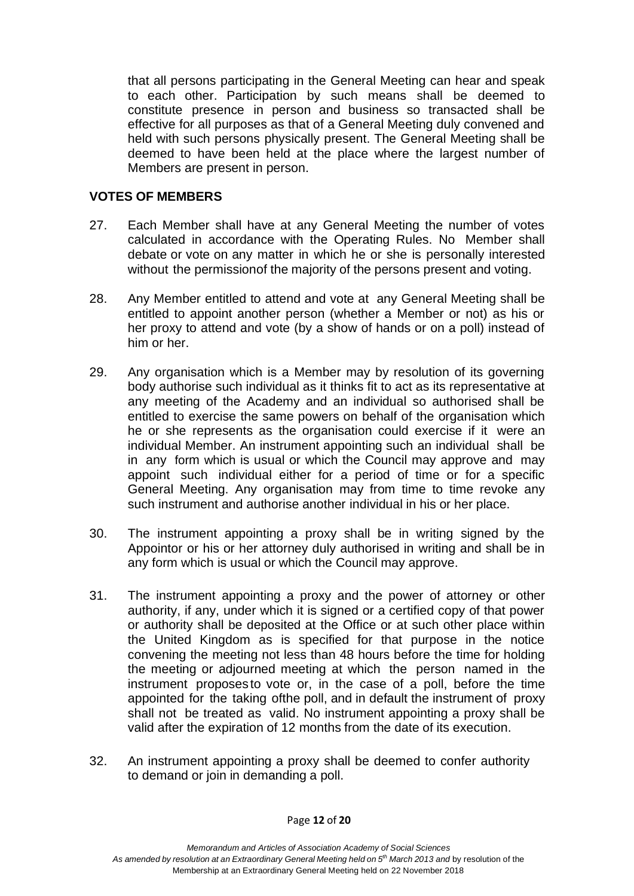that all persons participating in the General Meeting can hear and speak to each other. Participation by such means shall be deemed to constitute presence in person and business so transacted shall be effective for all purposes as that of a General Meeting duly convened and held with such persons physically present. The General Meeting shall be deemed to have been held at the place where the largest number of Members are present in person.

## VOTES OF MEMBERS

27. Each Member shall have at any General Meeting the number of votes calculated in accordance with the Operating Rules. No Member shall debate or vote on any matter in which he or she is personally interested without the permissionof the majority of the persons present and voting.

28. Any Member entitled to attend and vote at any General Meeting shall be entitled to appoint another person (whether a Member or not) as his or her proxy to attend and vote (by a show of hands or on a poll) instead of him or her.

29. Any organisation which is a Member may by resolution of its governing body authorise such individual as it thinks fit to act as its representative at any meeting of the Academy and an individual so authorised shall be entitled to exercise the same powers on behalf of the organisation which he or she represents as the organisation could exercise if it were an individual Member. An instrument appointing such an individual shall be in any form which is usual or which the Council may approve and may appoint such individual either for a period of time or for a specific General Meeting. Any organisation may from time to time revoke any such instrument and authorise another individual in his or her place.

30. The instrument appointing a proxy shall be in writing signed by the Appointor or his or her attorney duly authorised in writing and shall be in any form which is usual or which the Council may approve.

31. The instrument appointing a proxy and the power of attorney or other authority, if any, under which it is signed or a certified copy of that power or authority shall be deposited at the Office or at such other place within the United Kingdom as is specified for that purpose in the notice convening the meeting not less than 48 hours before the time for holding the meeting or adjourned meeting at which the person named in the instrument proposesto vote or, in the case of a poll, before the time appointed for the taking ofthe poll, and in default the instrument of proxy shall not be treated as valid. No instrument appointing a proxy shall be valid after the expiration of 12 months from the date of its execution.

32. An instrument appointing a proxy shall be deemed to confer authority to demand or join in demanding a poll.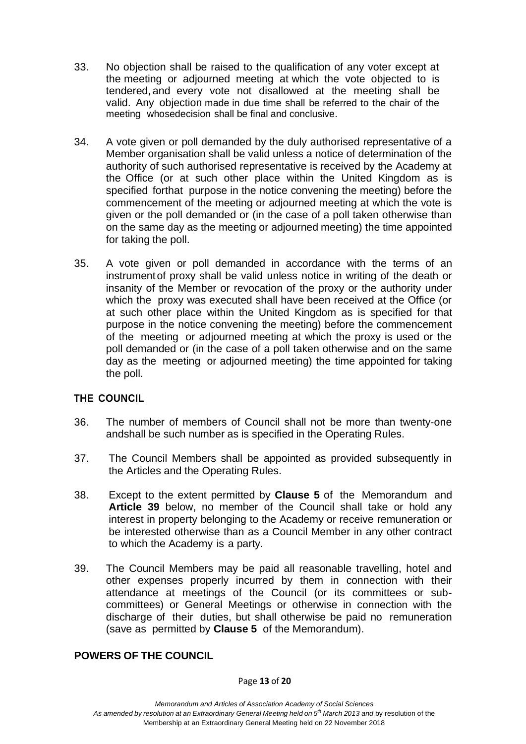33. No objection shall be raised to the qualification of any voter except at the meeting or adjourned meeting at which the vote objected to is tendered, and every vote not disallowed at the meeting shall be valid. Any objection made in due time shall be referred to the chair of the meeting whose decision shall be final and conclusive.

34. A vote given or poll demanded by the duly authorised representative of a Member organisation shall be valid unless a notice of determination of the authority of such authorised representative is received by the Academy at the Office (or at such other place within the United Kingdom as is specified for that purpose in the notice convening the meeting) before the commencement of the meeting or adjourned meeting at which the vote is given or the poll demanded or (in the case of a poll taken otherwise than on the same day as the meeting or adjourned meeting) the time appointed for taking the poll.

35. A vote given or poll demanded in accordance with the terms of an instrument of proxy shall be valid unless notice in writing of the death or insanity of the Member or revocation of the proxy or the authority under which the proxy was executed shall have been received at the Office (or at such other place within the United Kingdom as is specified for that purpose in the notice convening the meeting) before the commencement of the meeting or adjourned meeting at which the proxy is used or the poll demanded or (in the case of a poll taken otherwise and on the same day as the meeting or adjourned meeting) the time appointed for taking the poll.

## THE COUNCIL

36. The number of members of Council shall not be more than twenty-one and shall be such number as is specified in the Operating Rules.

37. The Council Members shall be appointed as provided subsequently in the Articles and the Operating Rules.

38. Except to the extent permitted by **Clause 5** of the Memorandum and **Article 39** below, no member of the Council shall take or hold any interest in property belonging to the Academy or receive remuneration or be interested otherwise than as a Council Member in any other contract to which the Academy is a party.

39. The Council Members may be paid all reasonable travelling, hotel and other expenses properly incurred by them in connection with their attendance at meetings of the Council (or its committees or sub-committees) or General Meetings or otherwise in connection with the discharge of their duties, but shall otherwise be paid no remuneration (save as permitted by **Clause 5** of the Memorandum).

## POWERS OF THE COUNCIL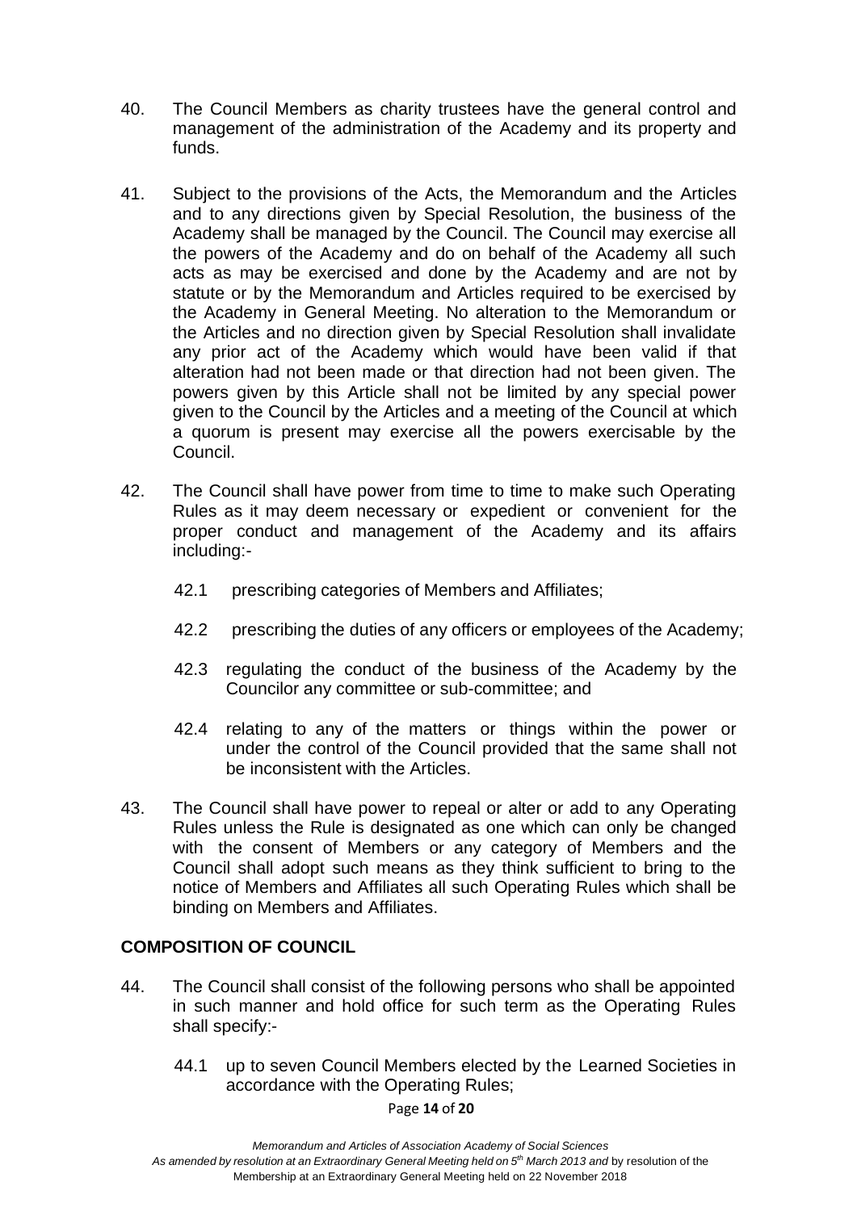40. The Council Members as charity trustees have the general control and management of the administration of the Academy and its property and funds.

41. Subject to the provisions of the Acts, the Memorandum and the Articles and to any directions given by Special Resolution, the business of the Academy shall be managed by the Council. The Council may exercise all the powers of the Academy and do on behalf of the Academy all such acts as may be exercised and done by the Academy and are not by statute or by the Memorandum and Articles required to be exercised by the Academy in General Meeting. No alteration to the Memorandum or the Articles and no direction given by Special Resolution shall invalidate any prior act of the Academy which would have been valid if that alteration had not been made or that direction had not been given. The powers given by this Article shall not be limited by any special power given to the Council by the Articles and a meeting of the Council at which a quorum is present may exercise all the powers exercisable by the Council.

42. The Council shall have power from time to time to make such Operating Rules as it may deem necessary or expedient or convenient for the proper conduct and management of the Academy and its affairs including:-

    42.1 prescribing categories of Members and Affiliates;

    42.2 prescribing the duties of any officers or employees of the Academy;

    42.3 regulating the conduct of the business of the Academy by the Councilor any committee or sub-committee; and

    42.4 relating to any of the matters or things within the power or under the control of the Council provided that the same shall not be inconsistent with the Articles.

43. The Council shall have power to repeal or alter or add to any Operating Rules unless the Rule is designated as one which can only be changed with the consent of Members or any category of Members and the Council shall adopt such means as they think sufficient to bring to the notice of Members and Affiliates all such Operating Rules which shall be binding on Members and Affiliates.

**COMPOSITION OF COUNCIL**

44. The Council shall consist of the following persons who shall be appointed in such manner and hold office for such term as the Operating Rules shall specify:-

    44.1 up to seven Council Members elected by the Learned Societies in accordance with the Operating Rules;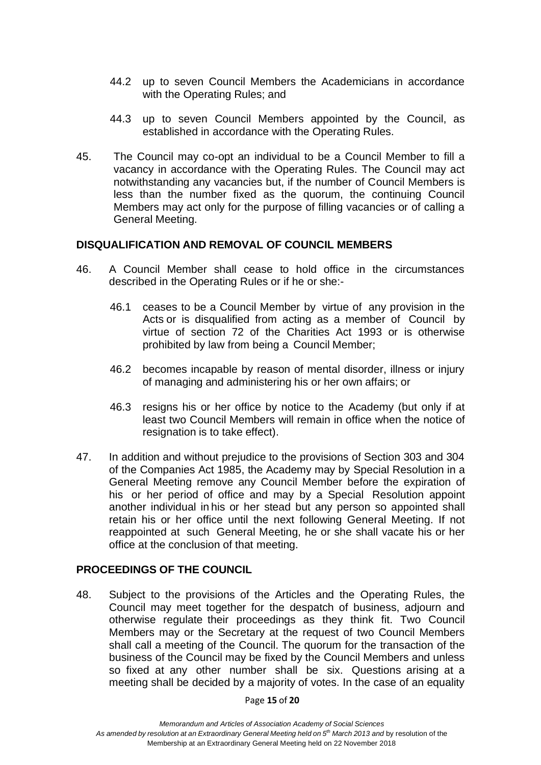44.2 up to seven Council Members the Academicians in accordance with the Operating Rules; and

44.3 up to seven Council Members appointed by the Council, as established in accordance with the Operating Rules.

45. The Council may co-opt an individual to be a Council Member to fill a vacancy in accordance with the Operating Rules. The Council may act notwithstanding any vacancies but, if the number of Council Members is less than the number fixed as the quorum, the continuing Council Members may act only for the purpose of filling vacancies or of calling a General Meeting.

## DISQUALIFICATION AND REMOVAL OF COUNCIL MEMBERS

46. A Council Member shall cease to hold office in the circumstances described in the Operating Rules or if he or she:-

46.1 ceases to be a Council Member by virtue of any provision in the Acts or is disqualified from acting as a member of Council by virtue of section 72 of the Charities Act 1993 or is otherwise prohibited by law from being a Council Member;

46.2 becomes incapable by reason of mental disorder, illness or injury of managing and administering his or her own affairs; or

46.3 resigns his or her office by notice to the Academy (but only if at least two Council Members will remain in office when the notice of resignation is to take effect).

47. In addition and without prejudice to the provisions of Section 303 and 304 of the Companies Act 1985, the Academy may by Special Resolution in a General Meeting remove any Council Member before the expiration of his or her period of office and may by a Special Resolution appoint another individual in his or her stead but any person so appointed shall retain his or her office until the next following General Meeting. If not reappointed at such General Meeting, he or she shall vacate his or her office at the conclusion of that meeting.

## PROCEEDINGS OF THE COUNCIL

48. Subject to the provisions of the Articles and the Operating Rules, the Council may meet together for the despatch of business, adjourn and otherwise regulate their proceedings as they think fit. Two Council Members may or the Secretary at the request of two Council Members shall call a meeting of the Council. The quorum for the transaction of the business of the Council may be fixed by the Council Members and unless so fixed at any other number shall be six. Questions arising at a meeting shall be decided by a majority of votes. In the case of an equality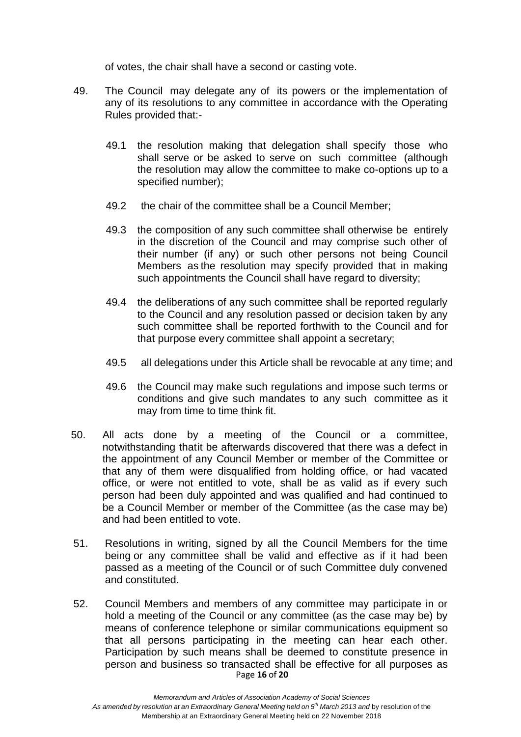of votes, the chair shall have a second or casting vote.

49. The Council may delegate any of its powers or the implementation of any of its resolutions to any committee in accordance with the Operating Rules provided that:-

    49.1 the resolution making that delegation shall specify those who shall serve or be asked to serve on such committee (although the resolution may allow the committee to make co-options up to a specified number);

    49.2 the chair of the committee shall be a Council Member;

    49.3 the composition of any such committee shall otherwise be entirely in the discretion of the Council and may comprise such other of their number (if any) or such other persons not being Council Members as the resolution may specify provided that in making such appointments the Council shall have regard to diversity;

    49.4 the deliberations of any such committee shall be reported regularly to the Council and any resolution passed or decision taken by any such committee shall be reported forthwith to the Council and for that purpose every committee shall appoint a secretary;

    49.5 all delegations under this Article shall be revocable at any time; and

    49.6 the Council may make such regulations and impose such terms or conditions and give such mandates to any such committee as it may from time to time think fit.

50. All acts done by a meeting of the Council or a committee, notwithstanding thatit be afterwards discovered that there was a defect in the appointment of any Council Member or member of the Committee or that any of them were disqualified from holding office, or had vacated office, or were not entitled to vote, shall be as valid as if every such person had been duly appointed and was qualified and had continued to be a Council Member or member of the Committee (as the case may be) and had been entitled to vote.

51. Resolutions in writing, signed by all the Council Members for the time being or any committee shall be valid and effective as if it had been passed as a meeting of the Council or of such Committee duly convened and constituted.

52. Council Members and members of any committee may participate in or hold a meeting of the Council or any committee (as the case may be) by means of conference telephone or similar communications equipment so that all persons participating in the meeting can hear each other. Participation by such means shall be deemed to constitute presence in person and business so transacted shall be effective for all purposes as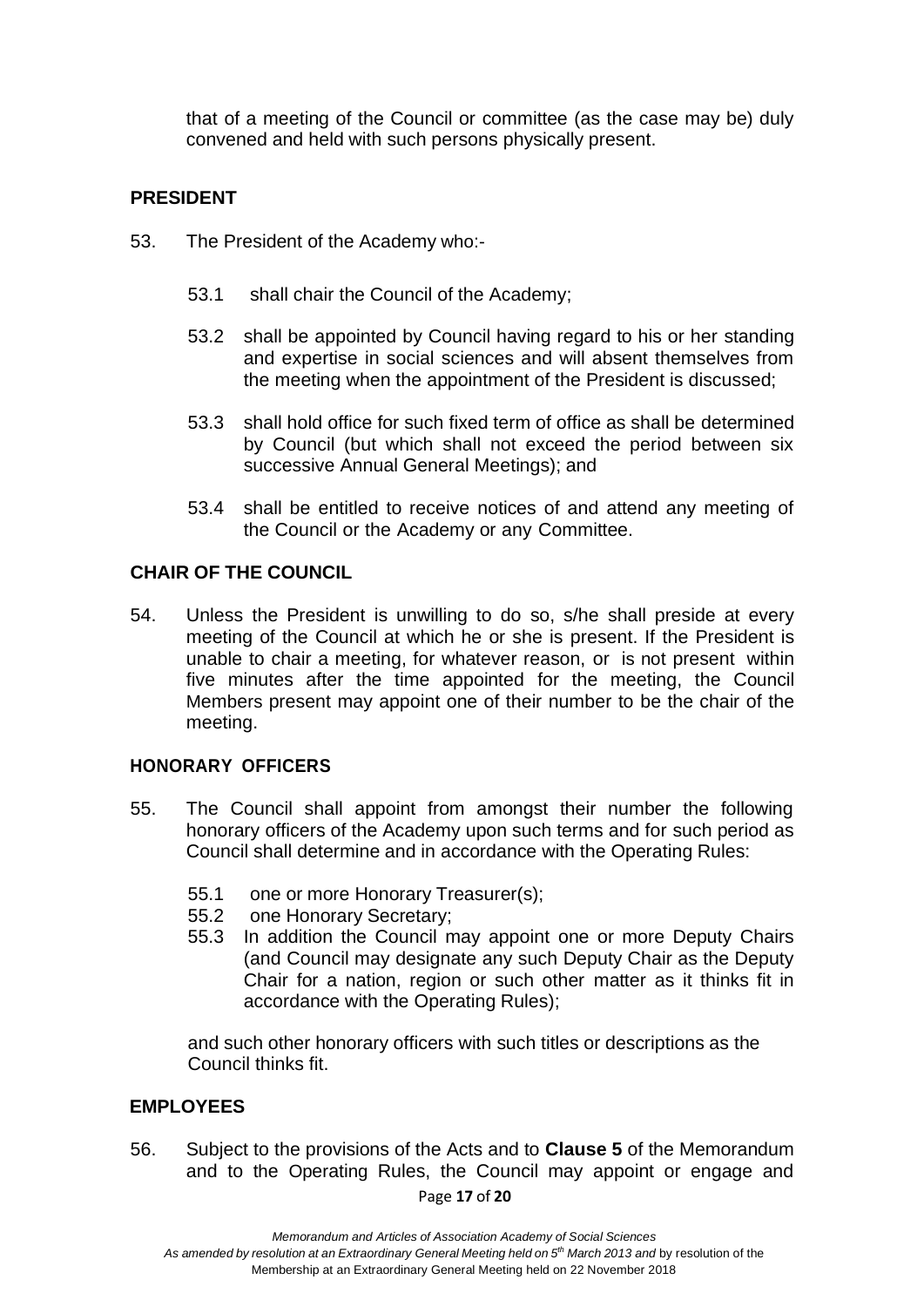that of a meeting of the Council or committee (as the case may be) duly convened and held with such persons physically present.

## PRESIDENT

53. The President of the Academy who:-

    53.1 shall chair the Council of the Academy;

    53.2 shall be appointed by Council having regard to his or her standing and expertise in social sciences and will absent themselves from the meeting when the appointment of the President is discussed;

    53.3 shall hold office for such fixed term of office as shall be determined by Council (but which shall not exceed the period between six successive Annual General Meetings); and

    53.4 shall be entitled to receive notices of and attend any meeting of the Council or the Academy or any Committee.

## CHAIR OF THE COUNCIL

54. Unless the President is unwilling to do so, s/he shall preside at every meeting of the Council at which he or she is present. If the President is unable to chair a meeting, for whatever reason, or is not present within five minutes after the time appointed for the meeting, the Council Members present may appoint one of their number to be the chair of the meeting.

## HONORARY OFFICERS

55. The Council shall appoint from amongst their number the following honorary officers of the Academy upon such terms and for such period as Council shall determine and in accordance with the Operating Rules:

    55.1 one or more Honorary Treasurer(s);
    55.2 one Honorary Secretary;
    55.3 In addition the Council may appoint one or more Deputy Chairs (and Council may designate any such Deputy Chair as the Deputy Chair for a nation, region or such other matter as it thinks fit in accordance with the Operating Rules);

    and such other honorary officers with such titles or descriptions as the Council thinks fit.

## EMPLOYEES

56. Subject to the provisions of the Acts and to **Clause 5** of the Memorandum and to the Operating Rules, the Council may appoint or engage and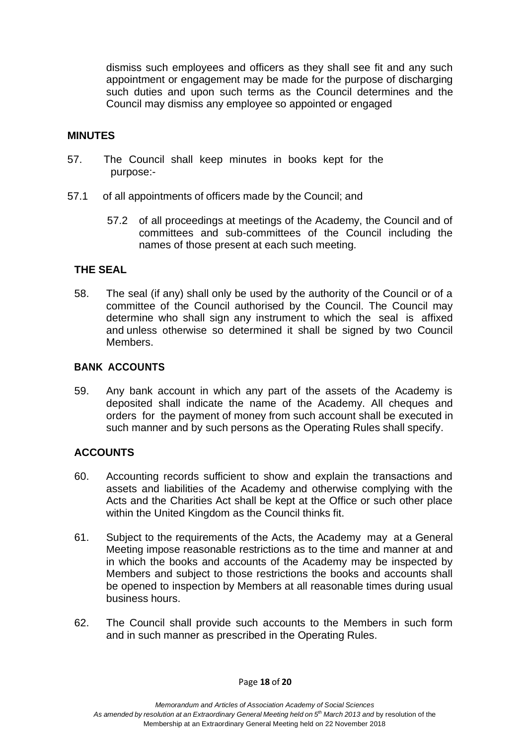dismiss such employees and officers as they shall see fit and any such appointment or engagement may be made for the purpose of discharging such duties and upon such terms as the Council determines and the Council may dismiss any employee so appointed or engaged

## MINUTES

57. The Council shall keep minutes in books kept for the purpose:-

57.1 of all appointments of officers made by the Council; and

57.2 of all proceedings at meetings of the Academy, the Council and of committees and sub-committees of the Council including the names of those present at each such meeting.

## THE SEAL

58. The seal (if any) shall only be used by the authority of the Council or of a committee of the Council authorised by the Council. The Council may determine who shall sign any instrument to which the seal is affixed and unless otherwise so determined it shall be signed by two Council Members.

## BANK ACCOUNTS

59. Any bank account in which any part of the assets of the Academy is deposited shall indicate the name of the Academy. All cheques and orders for the payment of money from such account shall be executed in such manner and by such persons as the Operating Rules shall specify.

## ACCOUNTS

60. Accounting records sufficient to show and explain the transactions and assets and liabilities of the Academy and otherwise complying with the Acts and the Charities Act shall be kept at the Office or such other place within the United Kingdom as the Council thinks fit.

61. Subject to the requirements of the Acts, the Academy may at a General Meeting impose reasonable restrictions as to the time and manner at and in which the books and accounts of the Academy may be inspected by Members and subject to those restrictions the books and accounts shall be opened to inspection by Members at all reasonable times during usual business hours.

62. The Council shall provide such accounts to the Members in such form and in such manner as prescribed in the Operating Rules.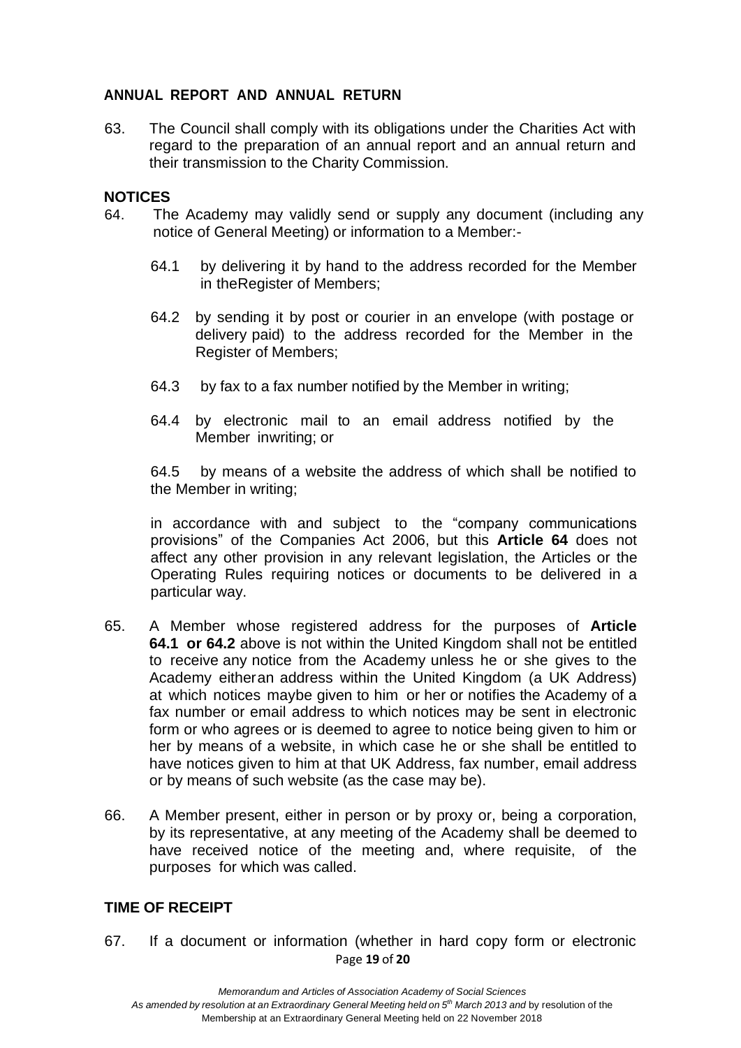## ANNUAL REPORT AND ANNUAL RETURN

63. The Council shall comply with its obligations under the Charities Act with regard to the preparation of an annual report and an annual return and their transmission to the Charity Commission.

## NOTICES

64. The Academy may validly send or supply any document (including any notice of General Meeting) or information to a Member:-

   64.1 by delivering it by hand to the address recorded for the Member in theRegister of Members;

   64.2 by sending it by post or courier in an envelope (with postage or delivery paid) to the address recorded for the Member in the Register of Members;

   64.3 by fax to a fax number notified by the Member in writing;

   64.4 by electronic mail to an email address notified by the Member inwriting; or

   64.5 by means of a website the address of which shall be notified to the Member in writing;

   in accordance with and subject to the "company communications provisions" of the Companies Act 2006, but this **Article 64** does not affect any other provision in any relevant legislation, the Articles or the Operating Rules requiring notices or documents to be delivered in a particular way.

65. A Member whose registered address for the purposes of **Article 64.1 or 64.2** above is not within the United Kingdom shall not be entitled to receive any notice from the Academy unless he or she gives to the Academy eitheran address within the United Kingdom (a UK Address) at which notices maybe given to him or her or notifies the Academy of a fax number or email address to which notices may be sent in electronic form or who agrees or is deemed to agree to notice being given to him or her by means of a website, in which case he or she shall be entitled to have notices given to him at that UK Address, fax number, email address or by means of such website (as the case may be).

66. A Member present, either in person or by proxy or, being a corporation, by its representative, at any meeting of the Academy shall be deemed to have received notice of the meeting and, where requisite, of the purposes for which was called.

## TIME OF RECEIPT

67. If a document or information (whether in hard copy form or electronic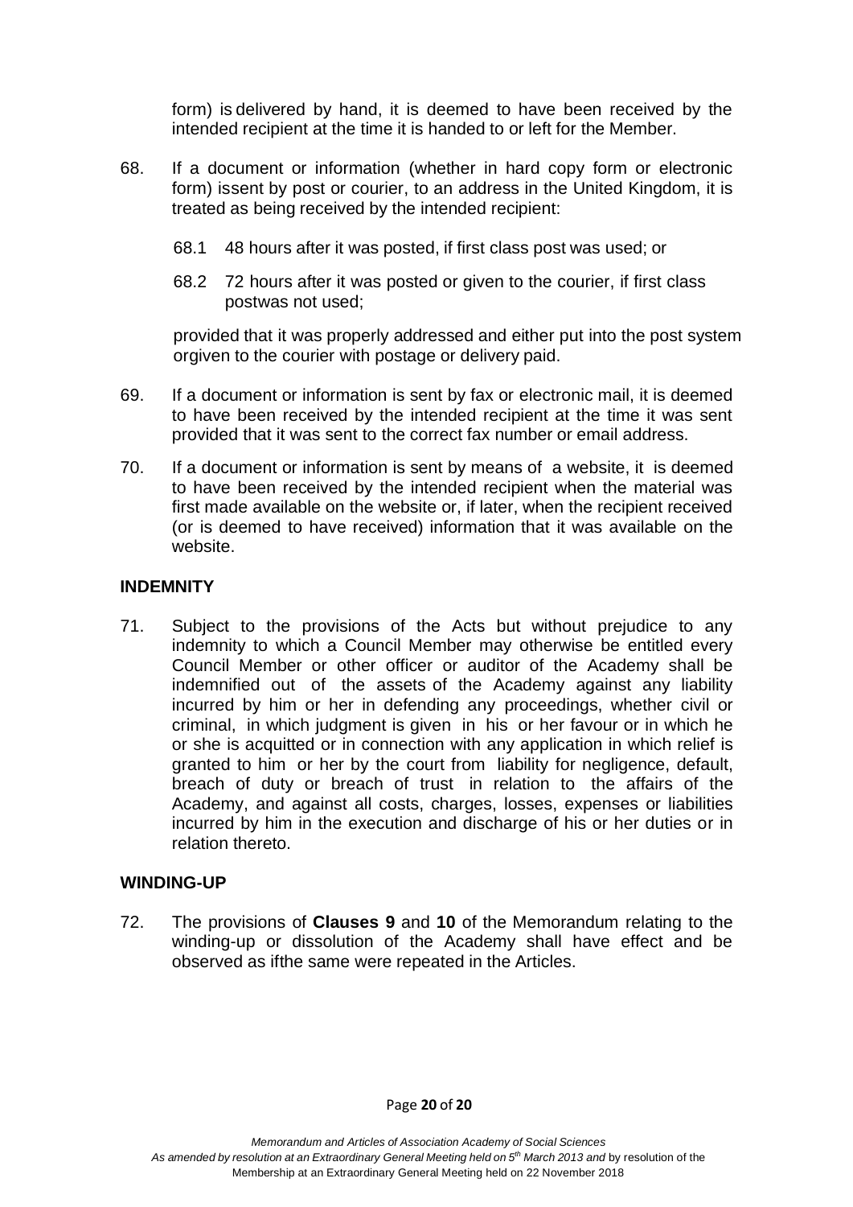form) is delivered by hand, it is deemed to have been received by the intended recipient at the time it is handed to or left for the Member.

68. If a document or information (whether in hard copy form or electronic form) issent by post or courier, to an address in the United Kingdom, it is treated as being received by the intended recipient:

    68.1 48 hours after it was posted, if first class post was used; or

    68.2 72 hours after it was posted or given to the courier, if first class postwas not used;

    provided that it was properly addressed and either put into the post system orgiven to the courier with postage or delivery paid.

69. If a document or information is sent by fax or electronic mail, it is deemed to have been received by the intended recipient at the time it was sent provided that it was sent to the correct fax number or email address.

70. If a document or information is sent by means of a website, it is deemed to have been received by the intended recipient when the material was first made available on the website or, if later, when the recipient received (or is deemed to have received) information that it was available on the website.

## INDEMNITY

71. Subject to the provisions of the Acts but without prejudice to any indemnity to which a Council Member may otherwise be entitled every Council Member or other officer or auditor of the Academy shall be indemnified out of the assets of the Academy against any liability incurred by him or her in defending any proceedings, whether civil or criminal, in which judgment is given in his or her favour or in which he or she is acquitted or in connection with any application in which relief is granted to him or her by the court from liability for negligence, default, breach of duty or breach of trust in relation to the affairs of the Academy, and against all costs, charges, losses, expenses or liabilities incurred by him in the execution and discharge of his or her duties or in relation thereto.

## WINDING-UP

72. The provisions of **Clauses 9** and **10** of the Memorandum relating to the winding-up or dissolution of the Academy shall have effect and be observed as ifthe same were repeated in the Articles.